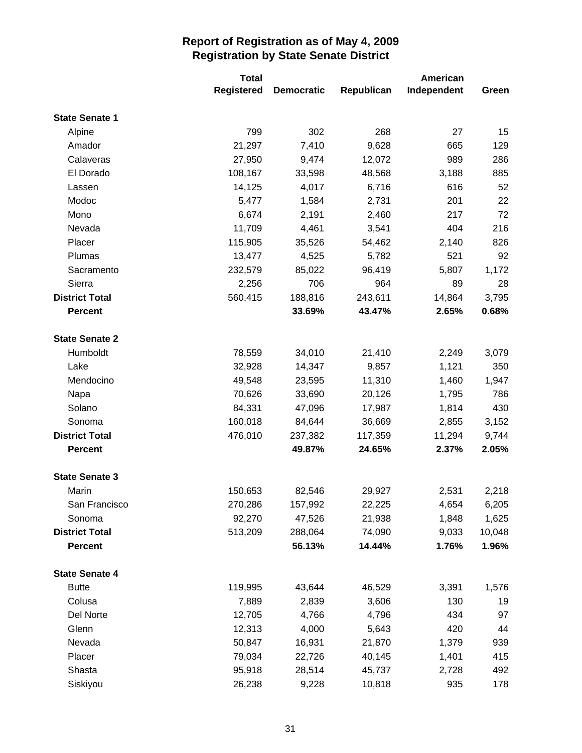# Report of Registration as of May 4, 2009
## Registration by State Senate District

| | Total Registered | Democratic | Republican | American Independent | Green |
|---|---|---|---|---|---|
| **State Senate 1** | | | | | |
| Alpine | 799 | 302 | 268 | 27 | 15 |
| Amador | 21,297 | 7,410 | 9,628 | 665 | 129 |
| Calaveras | 27,950 | 9,474 | 12,072 | 989 | 286 |
| El Dorado | 108,167 | 33,598 | 48,568 | 3,188 | 885 |
| Lassen | 14,125 | 4,017 | 6,716 | 616 | 52 |
| Modoc | 5,477 | 1,584 | 2,731 | 201 | 22 |
| Mono | 6,674 | 2,191 | 2,460 | 217 | 72 |
| Nevada | 11,709 | 4,461 | 3,541 | 404 | 216 |
| Placer | 115,905 | 35,526 | 54,462 | 2,140 | 826 |
| Plumas | 13,477 | 4,525 | 5,782 | 521 | 92 |
| Sacramento | 232,579 | 85,022 | 96,419 | 5,807 | 1,172 |
| Sierra | 2,256 | 706 | 964 | 89 | 28 |
| **District Total** | 560,415 | 188,816 | 243,611 | 14,864 | 3,795 |
| **Percent** | | **33.69%** | **43.47%** | **2.65%** | **0.68%** |
| **State Senate 2** | | | | | |
| Humboldt | 78,559 | 34,010 | 21,410 | 2,249 | 3,079 |
| Lake | 32,928 | 14,347 | 9,857 | 1,121 | 350 |
| Mendocino | 49,548 | 23,595 | 11,310 | 1,460 | 1,947 |
| Napa | 70,626 | 33,690 | 20,126 | 1,795 | 786 |
| Solano | 84,331 | 47,096 | 17,987 | 1,814 | 430 |
| Sonoma | 160,018 | 84,644 | 36,669 | 2,855 | 3,152 |
| **District Total** | 476,010 | 237,382 | 117,359 | 11,294 | 9,744 |
| **Percent** | | **49.87%** | **24.65%** | **2.37%** | **2.05%** |
| **State Senate 3** | | | | | |
| Marin | 150,653 | 82,546 | 29,927 | 2,531 | 2,218 |
| San Francisco | 270,286 | 157,992 | 22,225 | 4,654 | 6,205 |
| Sonoma | 92,270 | 47,526 | 21,938 | 1,848 | 1,625 |
| **District Total** | 513,209 | 288,064 | 74,090 | 9,033 | 10,048 |
| **Percent** | | **56.13%** | **14.44%** | **1.76%** | **1.96%** |
| **State Senate 4** | | | | | |
| Butte | 119,995 | 43,644 | 46,529 | 3,391 | 1,576 |
| Colusa | 7,889 | 2,839 | 3,606 | 130 | 19 |
| Del Norte | 12,705 | 4,766 | 4,796 | 434 | 97 |
| Glenn | 12,313 | 4,000 | 5,643 | 420 | 44 |
| Nevada | 50,847 | 16,931 | 21,870 | 1,379 | 939 |
| Placer | 79,034 | 22,726 | 40,145 | 1,401 | 415 |
| Shasta | 95,918 | 28,514 | 45,737 | 2,728 | 492 |
| Siskiyou | 26,238 | 9,228 | 10,818 | 935 | 178 |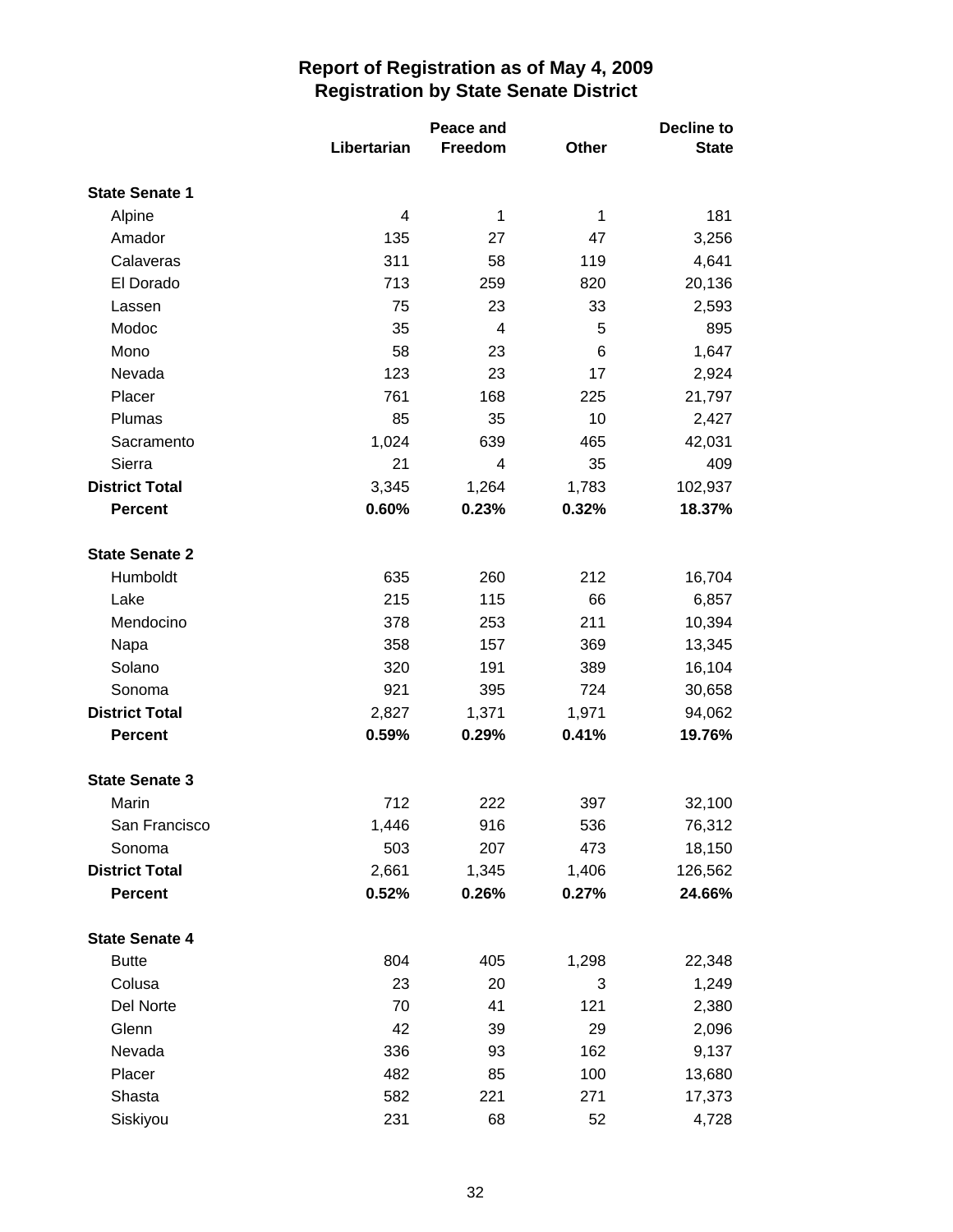# Report of Registration as of May 4, 2009
## Registration by State Senate District

| | Libertarian | Peace and Freedom | Other | Decline to State |
|---|---|---|---|---|
| **State Senate 1** | | | | |
| Alpine | 4 | 1 | 1 | 181 |
| Amador | 135 | 27 | 47 | 3,256 |
| Calaveras | 311 | 58 | 119 | 4,641 |
| El Dorado | 713 | 259 | 820 | 20,136 |
| Lassen | 75 | 23 | 33 | 2,593 |
| Modoc | 35 | 4 | 5 | 895 |
| Mono | 58 | 23 | 6 | 1,647 |
| Nevada | 123 | 23 | 17 | 2,924 |
| Placer | 761 | 168 | 225 | 21,797 |
| Plumas | 85 | 35 | 10 | 2,427 |
| Sacramento | 1,024 | 639 | 465 | 42,031 |
| Sierra | 21 | 4 | 35 | 409 |
| **District Total** | 3,345 | 1,264 | 1,783 | 102,937 |
| **Percent** | **0.60%** | **0.23%** | **0.32%** | **18.37%** |
| **State Senate 2** | | | | |
| Humboldt | 635 | 260 | 212 | 16,704 |
| Lake | 215 | 115 | 66 | 6,857 |
| Mendocino | 378 | 253 | 211 | 10,394 |
| Napa | 358 | 157 | 369 | 13,345 |
| Solano | 320 | 191 | 389 | 16,104 |
| Sonoma | 921 | 395 | 724 | 30,658 |
| **District Total** | 2,827 | 1,371 | 1,971 | 94,062 |
| **Percent** | **0.59%** | **0.29%** | **0.41%** | **19.76%** |
| **State Senate 3** | | | | |
| Marin | 712 | 222 | 397 | 32,100 |
| San Francisco | 1,446 | 916 | 536 | 76,312 |
| Sonoma | 503 | 207 | 473 | 18,150 |
| **District Total** | 2,661 | 1,345 | 1,406 | 126,562 |
| **Percent** | **0.52%** | **0.26%** | **0.27%** | **24.66%** |
| **State Senate 4** | | | | |
| Butte | 804 | 405 | 1,298 | 22,348 |
| Colusa | 23 | 20 | 3 | 1,249 |
| Del Norte | 70 | 41 | 121 | 2,380 |
| Glenn | 42 | 39 | 29 | 2,096 |
| Nevada | 336 | 93 | 162 | 9,137 |
| Placer | 482 | 85 | 100 | 13,680 |
| Shasta | 582 | 221 | 271 | 17,373 |
| Siskiyou | 231 | 68 | 52 | 4,728 |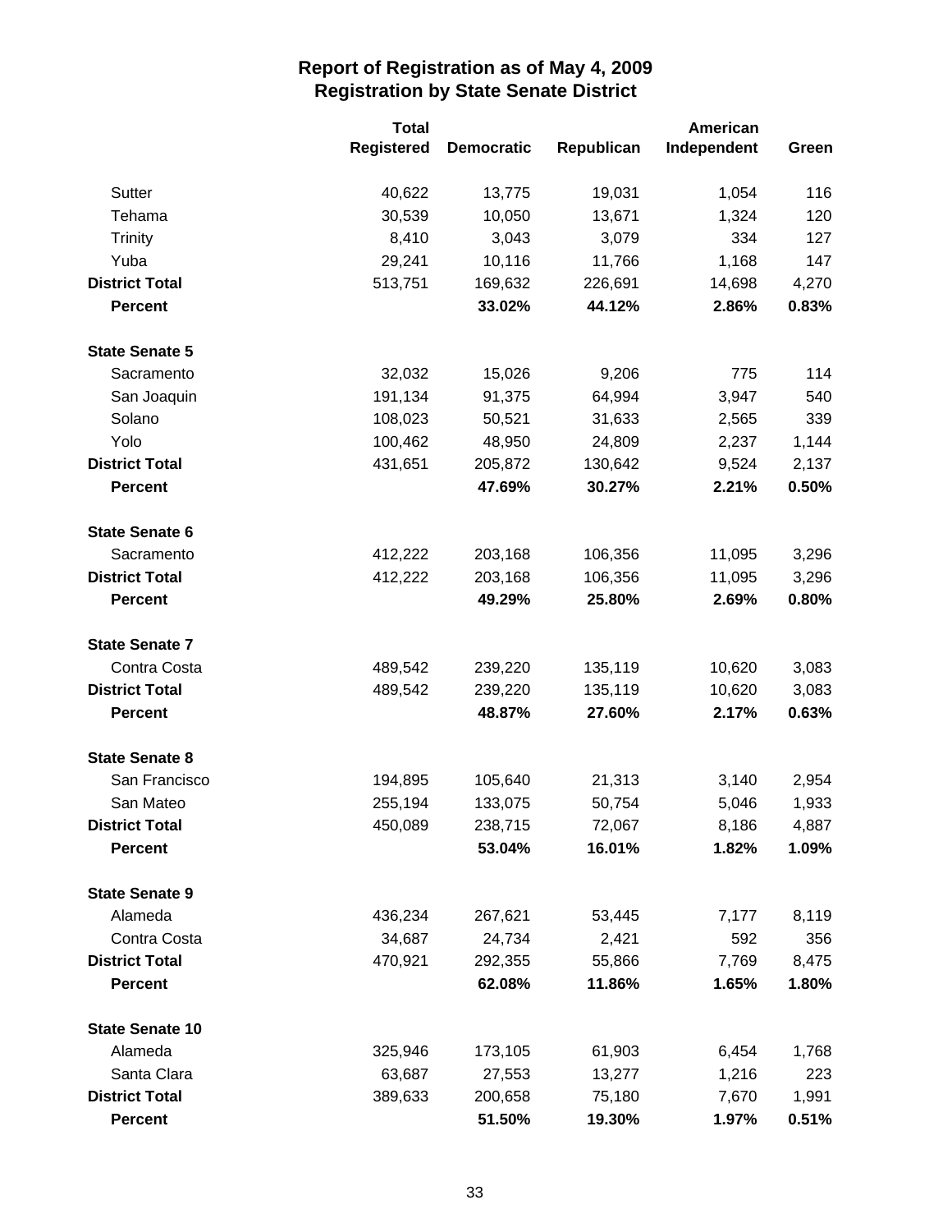## Report of Registration as of May 4, 2009
## Registration by State Senate District

| | Total Registered | Democratic | Republican | American Independent | Green |
|---|---|---|---|---|---|
| Sutter | 40,622 | 13,775 | 19,031 | 1,054 | 116 |
| Tehama | 30,539 | 10,050 | 13,671 | 1,324 | 120 |
| Trinity | 8,410 | 3,043 | 3,079 | 334 | 127 |
| Yuba | 29,241 | 10,116 | 11,766 | 1,168 | 147 |
| **District Total** | 513,751 | 169,632 | 226,691 | 14,698 | 4,270 |
| **Percent** | | **33.02%** | **44.12%** | **2.86%** | **0.83%** |
| **State Senate 5** | | | | | |
| Sacramento | 32,032 | 15,026 | 9,206 | 775 | 114 |
| San Joaquin | 191,134 | 91,375 | 64,994 | 3,947 | 540 |
| Solano | 108,023 | 50,521 | 31,633 | 2,565 | 339 |
| Yolo | 100,462 | 48,950 | 24,809 | 2,237 | 1,144 |
| **District Total** | 431,651 | 205,872 | 130,642 | 9,524 | 2,137 |
| **Percent** | | **47.69%** | **30.27%** | **2.21%** | **0.50%** |
| **State Senate 6** | | | | | |
| Sacramento | 412,222 | 203,168 | 106,356 | 11,095 | 3,296 |
| **District Total** | 412,222 | 203,168 | 106,356 | 11,095 | 3,296 |
| **Percent** | | **49.29%** | **25.80%** | **2.69%** | **0.80%** |
| **State Senate 7** | | | | | |
| Contra Costa | 489,542 | 239,220 | 135,119 | 10,620 | 3,083 |
| **District Total** | 489,542 | 239,220 | 135,119 | 10,620 | 3,083 |
| **Percent** | | **48.87%** | **27.60%** | **2.17%** | **0.63%** |
| **State Senate 8** | | | | | |
| San Francisco | 194,895 | 105,640 | 21,313 | 3,140 | 2,954 |
| San Mateo | 255,194 | 133,075 | 50,754 | 5,046 | 1,933 |
| **District Total** | 450,089 | 238,715 | 72,067 | 8,186 | 4,887 |
| **Percent** | | **53.04%** | **16.01%** | **1.82%** | **1.09%** |
| **State Senate 9** | | | | | |
| Alameda | 436,234 | 267,621 | 53,445 | 7,177 | 8,119 |
| Contra Costa | 34,687 | 24,734 | 2,421 | 592 | 356 |
| **District Total** | 470,921 | 292,355 | 55,866 | 7,769 | 8,475 |
| **Percent** | | **62.08%** | **11.86%** | **1.65%** | **1.80%** |
| **State Senate 10** | | | | | |
| Alameda | 325,946 | 173,105 | 61,903 | 6,454 | 1,768 |
| Santa Clara | 63,687 | 27,553 | 13,277 | 1,216 | 223 |
| **District Total** | 389,633 | 200,658 | 75,180 | 7,670 | 1,991 |
| **Percent** | | **51.50%** | **19.30%** | **1.97%** | **0.51%** |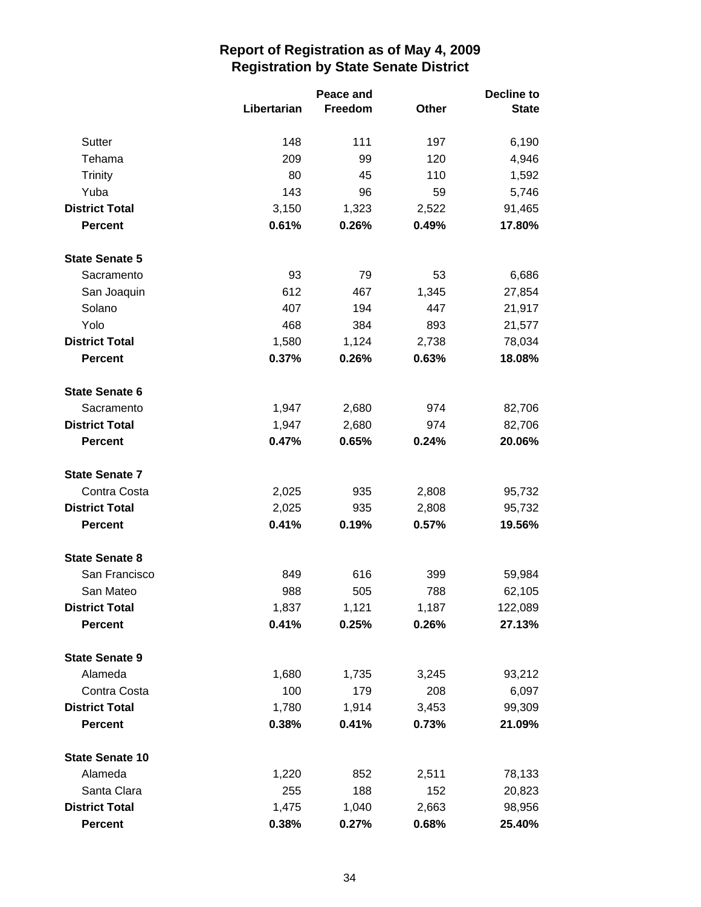## Report of Registration as of May 4, 2009
## Registration by State Senate District

| | Libertarian | Peace and Freedom | Other | Decline to State |
|---|---|---|---|---|
| Sutter | 148 | 111 | 197 | 6,190 |
| Tehama | 209 | 99 | 120 | 4,946 |
| Trinity | 80 | 45 | 110 | 1,592 |
| Yuba | 143 | 96 | 59 | 5,746 |
| **District Total** | 3,150 | 1,323 | 2,522 | 91,465 |
| **Percent** | **0.61%** | **0.26%** | **0.49%** | **17.80%** |
| **State Senate 5** | | | | |
| Sacramento | 93 | 79 | 53 | 6,686 |
| San Joaquin | 612 | 467 | 1,345 | 27,854 |
| Solano | 407 | 194 | 447 | 21,917 |
| Yolo | 468 | 384 | 893 | 21,577 |
| **District Total** | 1,580 | 1,124 | 2,738 | 78,034 |
| **Percent** | **0.37%** | **0.26%** | **0.63%** | **18.08%** |
| **State Senate 6** | | | | |
| Sacramento | 1,947 | 2,680 | 974 | 82,706 |
| **District Total** | 1,947 | 2,680 | 974 | 82,706 |
| **Percent** | **0.47%** | **0.65%** | **0.24%** | **20.06%** |
| **State Senate 7** | | | | |
| Contra Costa | 2,025 | 935 | 2,808 | 95,732 |
| **District Total** | 2,025 | 935 | 2,808 | 95,732 |
| **Percent** | **0.41%** | **0.19%** | **0.57%** | **19.56%** |
| **State Senate 8** | | | | |
| San Francisco | 849 | 616 | 399 | 59,984 |
| San Mateo | 988 | 505 | 788 | 62,105 |
| **District Total** | 1,837 | 1,121 | 1,187 | 122,089 |
| **Percent** | **0.41%** | **0.25%** | **0.26%** | **27.13%** |
| **State Senate 9** | | | | |
| Alameda | 1,680 | 1,735 | 3,245 | 93,212 |
| Contra Costa | 100 | 179 | 208 | 6,097 |
| **District Total** | 1,780 | 1,914 | 3,453 | 99,309 |
| **Percent** | **0.38%** | **0.41%** | **0.73%** | **21.09%** |
| **State Senate 10** | | | | |
| Alameda | 1,220 | 852 | 2,511 | 78,133 |
| Santa Clara | 255 | 188 | 152 | 20,823 |
| **District Total** | 1,475 | 1,040 | 2,663 | 98,956 |
| **Percent** | **0.38%** | **0.27%** | **0.68%** | **25.40%** |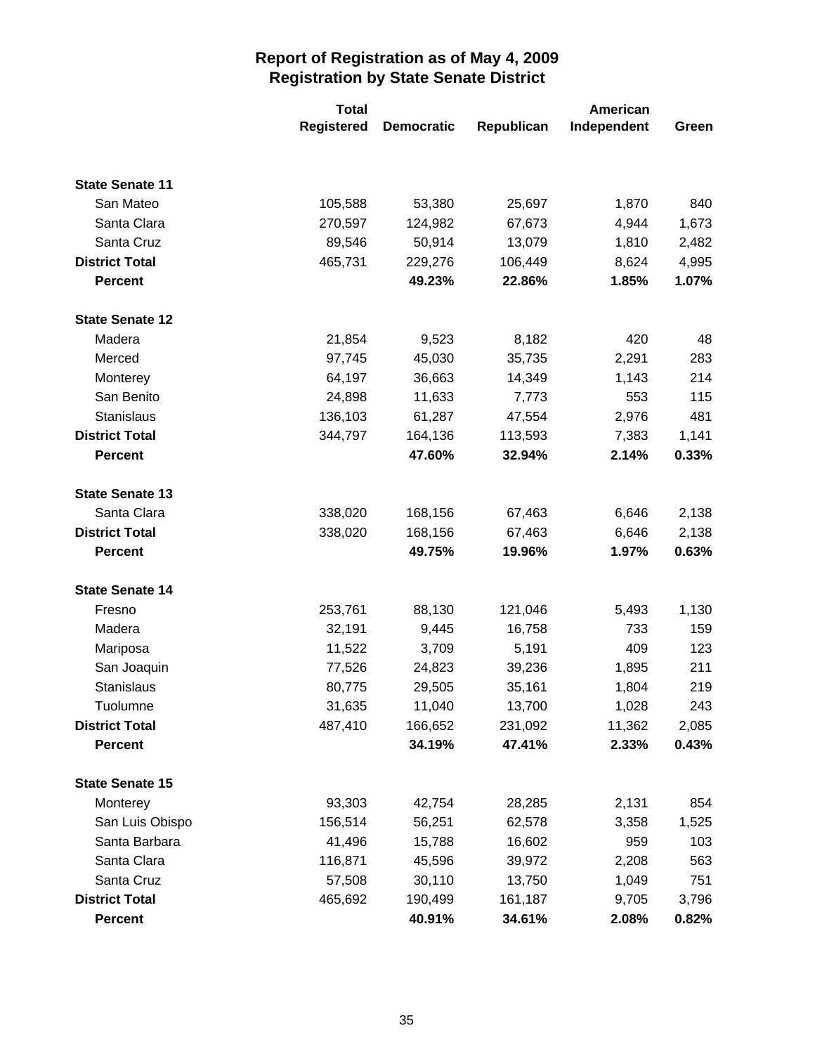# Report of Registration as of May 4, 2009
## Registration by State Senate District

| | Total Registered | Democratic | Republican | American Independent | Green |
|---|---|---|---|---|---|
| **State Senate 11** | | | | | |
| San Mateo | 105,588 | 53,380 | 25,697 | 1,870 | 840 |
| Santa Clara | 270,597 | 124,982 | 67,673 | 4,944 | 1,673 |
| Santa Cruz | 89,546 | 50,914 | 13,079 | 1,810 | 2,482 |
| **District Total** | 465,731 | 229,276 | 106,449 | 8,624 | 4,995 |
| **Percent** | | **49.23%** | **22.86%** | **1.85%** | **1.07%** |
| **State Senate 12** | | | | | |
| Madera | 21,854 | 9,523 | 8,182 | 420 | 48 |
| Merced | 97,745 | 45,030 | 35,735 | 2,291 | 283 |
| Monterey | 64,197 | 36,663 | 14,349 | 1,143 | 214 |
| San Benito | 24,898 | 11,633 | 7,773 | 553 | 115 |
| Stanislaus | 136,103 | 61,287 | 47,554 | 2,976 | 481 |
| **District Total** | 344,797 | 164,136 | 113,593 | 7,383 | 1,141 |
| **Percent** | | **47.60%** | **32.94%** | **2.14%** | **0.33%** |
| **State Senate 13** | | | | | |
| Santa Clara | 338,020 | 168,156 | 67,463 | 6,646 | 2,138 |
| **District Total** | 338,020 | 168,156 | 67,463 | 6,646 | 2,138 |
| **Percent** | | **49.75%** | **19.96%** | **1.97%** | **0.63%** |
| **State Senate 14** | | | | | |
| Fresno | 253,761 | 88,130 | 121,046 | 5,493 | 1,130 |
| Madera | 32,191 | 9,445 | 16,758 | 733 | 159 |
| Mariposa | 11,522 | 3,709 | 5,191 | 409 | 123 |
| San Joaquin | 77,526 | 24,823 | 39,236 | 1,895 | 211 |
| Stanislaus | 80,775 | 29,505 | 35,161 | 1,804 | 219 |
| Tuolumne | 31,635 | 11,040 | 13,700 | 1,028 | 243 |
| **District Total** | 487,410 | 166,652 | 231,092 | 11,362 | 2,085 |
| **Percent** | | **34.19%** | **47.41%** | **2.33%** | **0.43%** |
| **State Senate 15** | | | | | |
| Monterey | 93,303 | 42,754 | 28,285 | 2,131 | 854 |
| San Luis Obispo | 156,514 | 56,251 | 62,578 | 3,358 | 1,525 |
| Santa Barbara | 41,496 | 15,788 | 16,602 | 959 | 103 |
| Santa Clara | 116,871 | 45,596 | 39,972 | 2,208 | 563 |
| Santa Cruz | 57,508 | 30,110 | 13,750 | 1,049 | 751 |
| **District Total** | 465,692 | 190,499 | 161,187 | 9,705 | 3,796 |
| **Percent** | | **40.91%** | **34.61%** | **2.08%** | **0.82%** |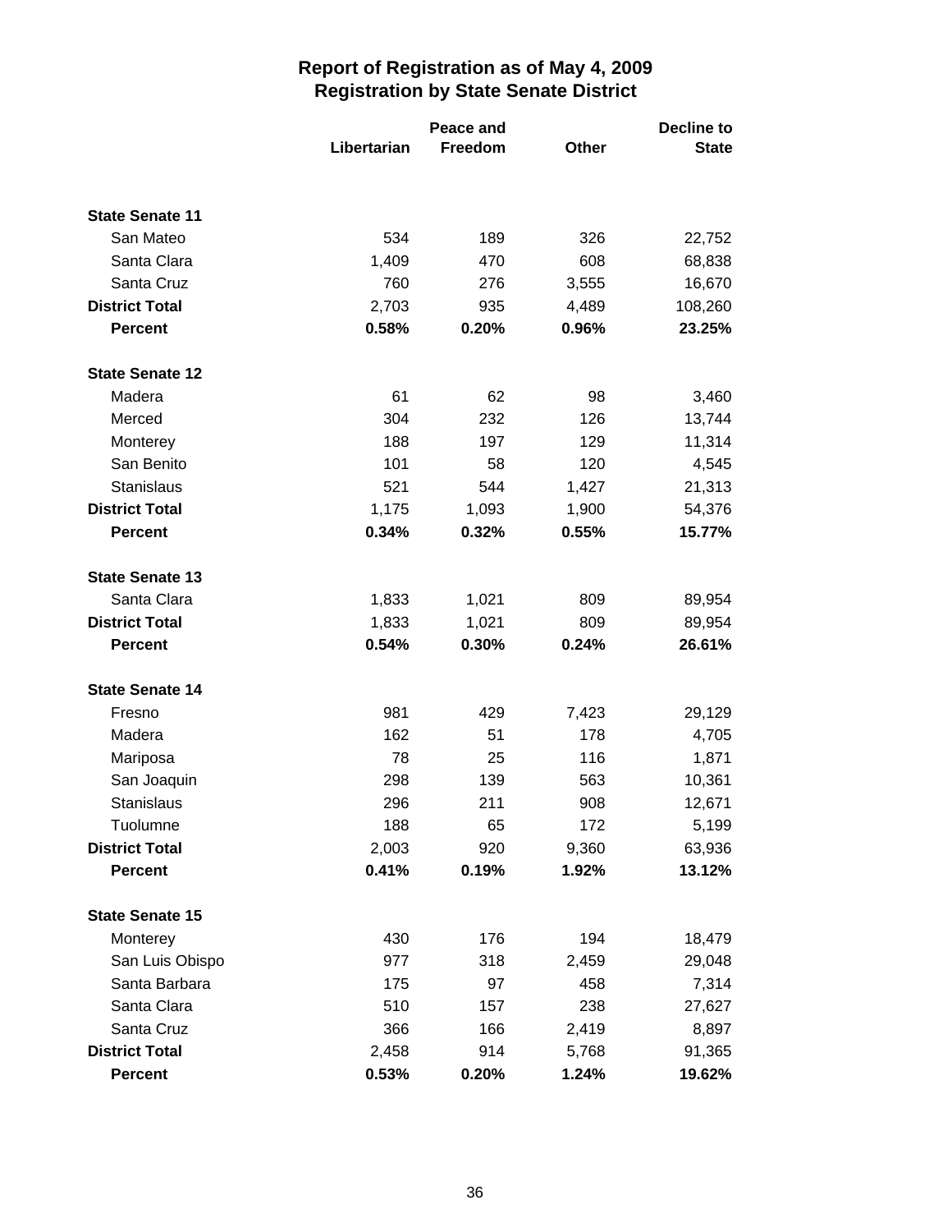# Report of Registration as of May 4, 2009
## Registration by State Senate District

| | Libertarian | Peace and Freedom | Other | Decline to State |
|---|---|---|---|---|
| **State Senate 11** | | | | |
| San Mateo | 534 | 189 | 326 | 22,752 |
| Santa Clara | 1,409 | 470 | 608 | 68,838 |
| Santa Cruz | 760 | 276 | 3,555 | 16,670 |
| **District Total** | 2,703 | 935 | 4,489 | 108,260 |
| **Percent** | **0.58%** | **0.20%** | **0.96%** | **23.25%** |
| **State Senate 12** | | | | |
| Madera | 61 | 62 | 98 | 3,460 |
| Merced | 304 | 232 | 126 | 13,744 |
| Monterey | 188 | 197 | 129 | 11,314 |
| San Benito | 101 | 58 | 120 | 4,545 |
| Stanislaus | 521 | 544 | 1,427 | 21,313 |
| **District Total** | 1,175 | 1,093 | 1,900 | 54,376 |
| **Percent** | **0.34%** | **0.32%** | **0.55%** | **15.77%** |
| **State Senate 13** | | | | |
| Santa Clara | 1,833 | 1,021 | 809 | 89,954 |
| **District Total** | 1,833 | 1,021 | 809 | 89,954 |
| **Percent** | **0.54%** | **0.30%** | **0.24%** | **26.61%** |
| **State Senate 14** | | | | |
| Fresno | 981 | 429 | 7,423 | 29,129 |
| Madera | 162 | 51 | 178 | 4,705 |
| Mariposa | 78 | 25 | 116 | 1,871 |
| San Joaquin | 298 | 139 | 563 | 10,361 |
| Stanislaus | 296 | 211 | 908 | 12,671 |
| Tuolumne | 188 | 65 | 172 | 5,199 |
| **District Total** | 2,003 | 920 | 9,360 | 63,936 |
| **Percent** | **0.41%** | **0.19%** | **1.92%** | **13.12%** |
| **State Senate 15** | | | | |
| Monterey | 430 | 176 | 194 | 18,479 |
| San Luis Obispo | 977 | 318 | 2,459 | 29,048 |
| Santa Barbara | 175 | 97 | 458 | 7,314 |
| Santa Clara | 510 | 157 | 238 | 27,627 |
| Santa Cruz | 366 | 166 | 2,419 | 8,897 |
| **District Total** | 2,458 | 914 | 5,768 | 91,365 |
| **Percent** | **0.53%** | **0.20%** | **1.24%** | **19.62%** |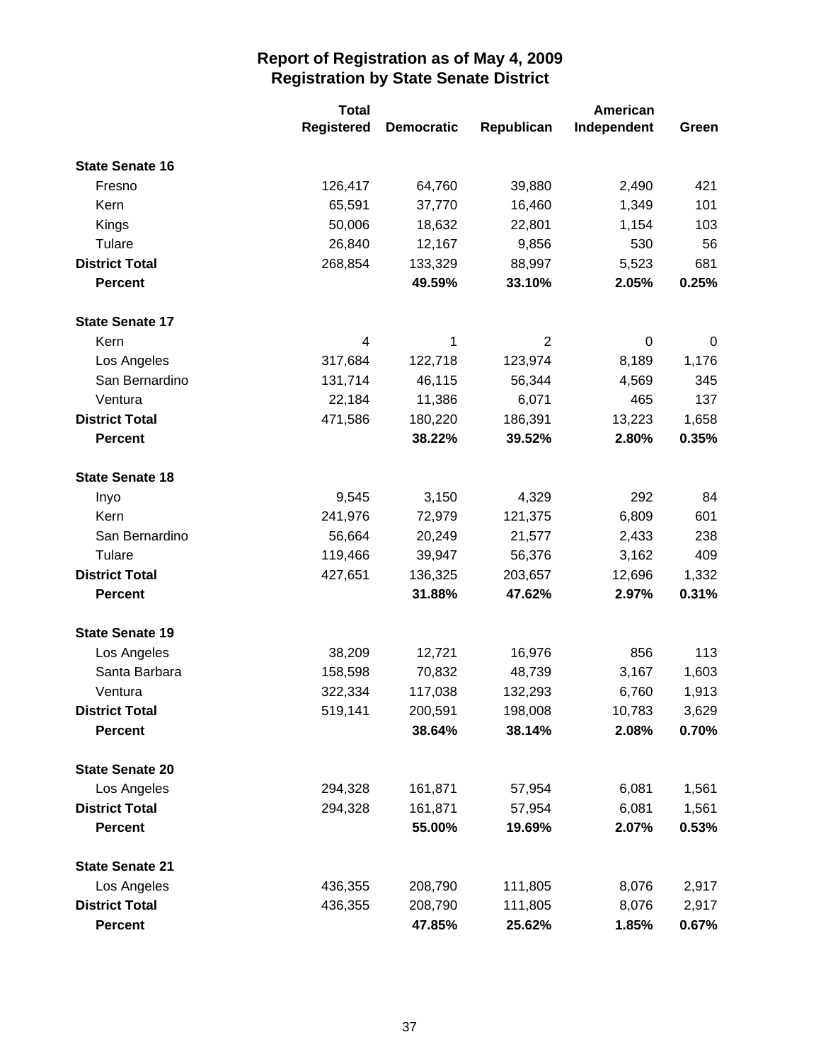# Report of Registration as of May 4, 2009
## Registration by State Senate District

| | Total Registered | Democratic | Republican | American Independent | Green |
|---|---|---|---|---|---|
| **State Senate 16** | | | | | |
| Fresno | 126,417 | 64,760 | 39,880 | 2,490 | 421 |
| Kern | 65,591 | 37,770 | 16,460 | 1,349 | 101 |
| Kings | 50,006 | 18,632 | 22,801 | 1,154 | 103 |
| Tulare | 26,840 | 12,167 | 9,856 | 530 | 56 |
| **District Total** | 268,854 | 133,329 | 88,997 | 5,523 | 681 |
| **Percent** | | **49.59%** | **33.10%** | **2.05%** | **0.25%** |
| **State Senate 17** | | | | | |
| Kern | 4 | 1 | 2 | 0 | 0 |
| Los Angeles | 317,684 | 122,718 | 123,974 | 8,189 | 1,176 |
| San Bernardino | 131,714 | 46,115 | 56,344 | 4,569 | 345 |
| Ventura | 22,184 | 11,386 | 6,071 | 465 | 137 |
| **District Total** | 471,586 | 180,220 | 186,391 | 13,223 | 1,658 |
| **Percent** | | **38.22%** | **39.52%** | **2.80%** | **0.35%** |
| **State Senate 18** | | | | | |
| Inyo | 9,545 | 3,150 | 4,329 | 292 | 84 |
| Kern | 241,976 | 72,979 | 121,375 | 6,809 | 601 |
| San Bernardino | 56,664 | 20,249 | 21,577 | 2,433 | 238 |
| Tulare | 119,466 | 39,947 | 56,376 | 3,162 | 409 |
| **District Total** | 427,651 | 136,325 | 203,657 | 12,696 | 1,332 |
| **Percent** | | **31.88%** | **47.62%** | **2.97%** | **0.31%** |
| **State Senate 19** | | | | | |
| Los Angeles | 38,209 | 12,721 | 16,976 | 856 | 113 |
| Santa Barbara | 158,598 | 70,832 | 48,739 | 3,167 | 1,603 |
| Ventura | 322,334 | 117,038 | 132,293 | 6,760 | 1,913 |
| **District Total** | 519,141 | 200,591 | 198,008 | 10,783 | 3,629 |
| **Percent** | | **38.64%** | **38.14%** | **2.08%** | **0.70%** |
| **State Senate 20** | | | | | |
| Los Angeles | 294,328 | 161,871 | 57,954 | 6,081 | 1,561 |
| **District Total** | 294,328 | 161,871 | 57,954 | 6,081 | 1,561 |
| **Percent** | | **55.00%** | **19.69%** | **2.07%** | **0.53%** |
| **State Senate 21** | | | | | |
| Los Angeles | 436,355 | 208,790 | 111,805 | 8,076 | 2,917 |
| **District Total** | 436,355 | 208,790 | 111,805 | 8,076 | 2,917 |
| **Percent** | | **47.85%** | **25.62%** | **1.85%** | **0.67%** |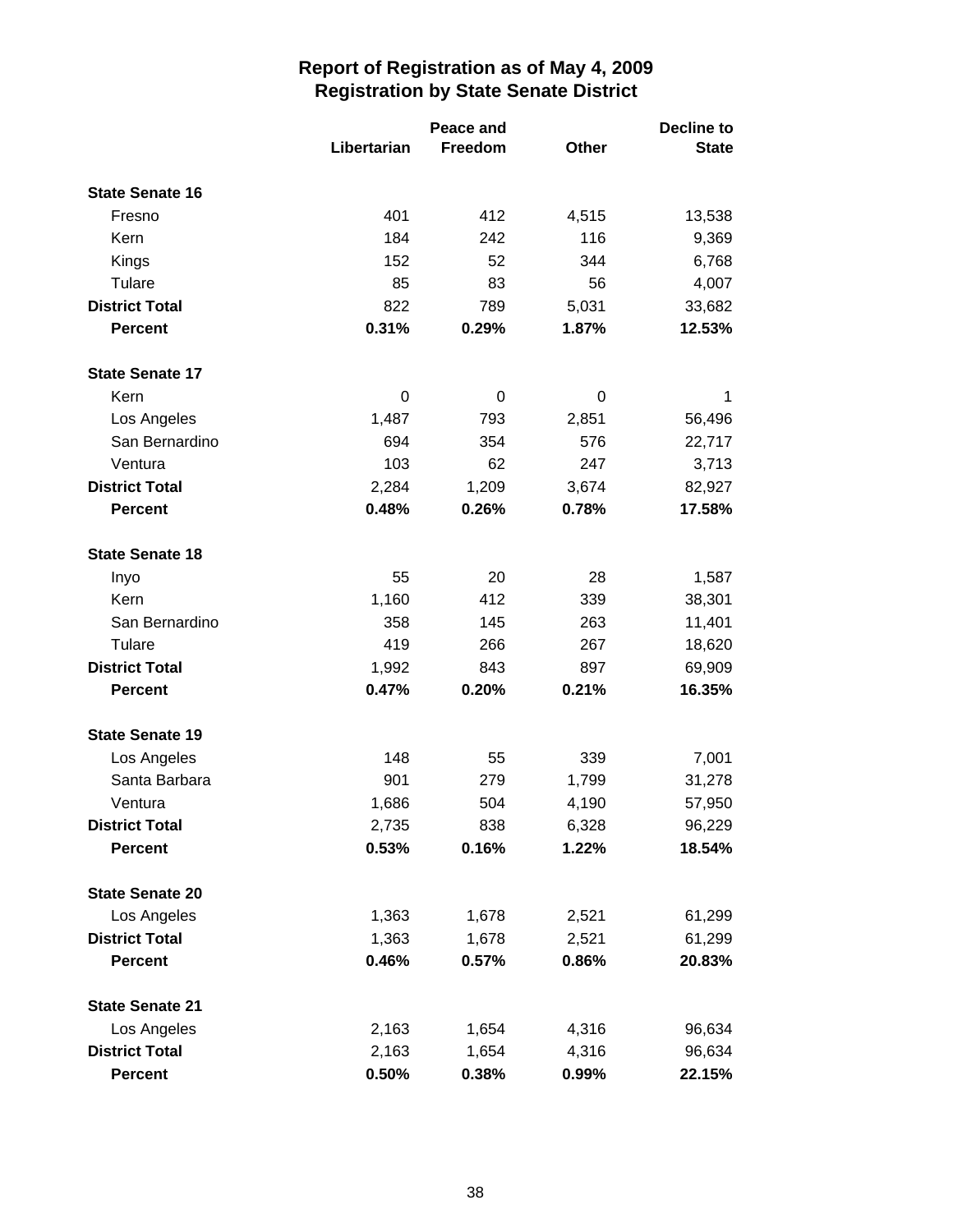# Report of Registration as of May 4, 2009
## Registration by State Senate District

| | Libertarian | Peace and Freedom | Other | Decline to State |
|---|---|---|---|---|
| **State Senate 16** | | | | |
| Fresno | 401 | 412 | 4,515 | 13,538 |
| Kern | 184 | 242 | 116 | 9,369 |
| Kings | 152 | 52 | 344 | 6,768 |
| Tulare | 85 | 83 | 56 | 4,007 |
| **District Total** | 822 | 789 | 5,031 | 33,682 |
| **Percent** | **0.31%** | **0.29%** | **1.87%** | **12.53%** |
| **State Senate 17** | | | | |
| Kern | 0 | 0 | 0 | 1 |
| Los Angeles | 1,487 | 793 | 2,851 | 56,496 |
| San Bernardino | 694 | 354 | 576 | 22,717 |
| Ventura | 103 | 62 | 247 | 3,713 |
| **District Total** | 2,284 | 1,209 | 3,674 | 82,927 |
| **Percent** | **0.48%** | **0.26%** | **0.78%** | **17.58%** |
| **State Senate 18** | | | | |
| Inyo | 55 | 20 | 28 | 1,587 |
| Kern | 1,160 | 412 | 339 | 38,301 |
| San Bernardino | 358 | 145 | 263 | 11,401 |
| Tulare | 419 | 266 | 267 | 18,620 |
| **District Total** | 1,992 | 843 | 897 | 69,909 |
| **Percent** | **0.47%** | **0.20%** | **0.21%** | **16.35%** |
| **State Senate 19** | | | | |
| Los Angeles | 148 | 55 | 339 | 7,001 |
| Santa Barbara | 901 | 279 | 1,799 | 31,278 |
| Ventura | 1,686 | 504 | 4,190 | 57,950 |
| **District Total** | 2,735 | 838 | 6,328 | 96,229 |
| **Percent** | **0.53%** | **0.16%** | **1.22%** | **18.54%** |
| **State Senate 20** | | | | |
| Los Angeles | 1,363 | 1,678 | 2,521 | 61,299 |
| **District Total** | 1,363 | 1,678 | 2,521 | 61,299 |
| **Percent** | **0.46%** | **0.57%** | **0.86%** | **20.83%** |
| **State Senate 21** | | | | |
| Los Angeles | 2,163 | 1,654 | 4,316 | 96,634 |
| **District Total** | 2,163 | 1,654 | 4,316 | 96,634 |
| **Percent** | **0.50%** | **0.38%** | **0.99%** | **22.15%** |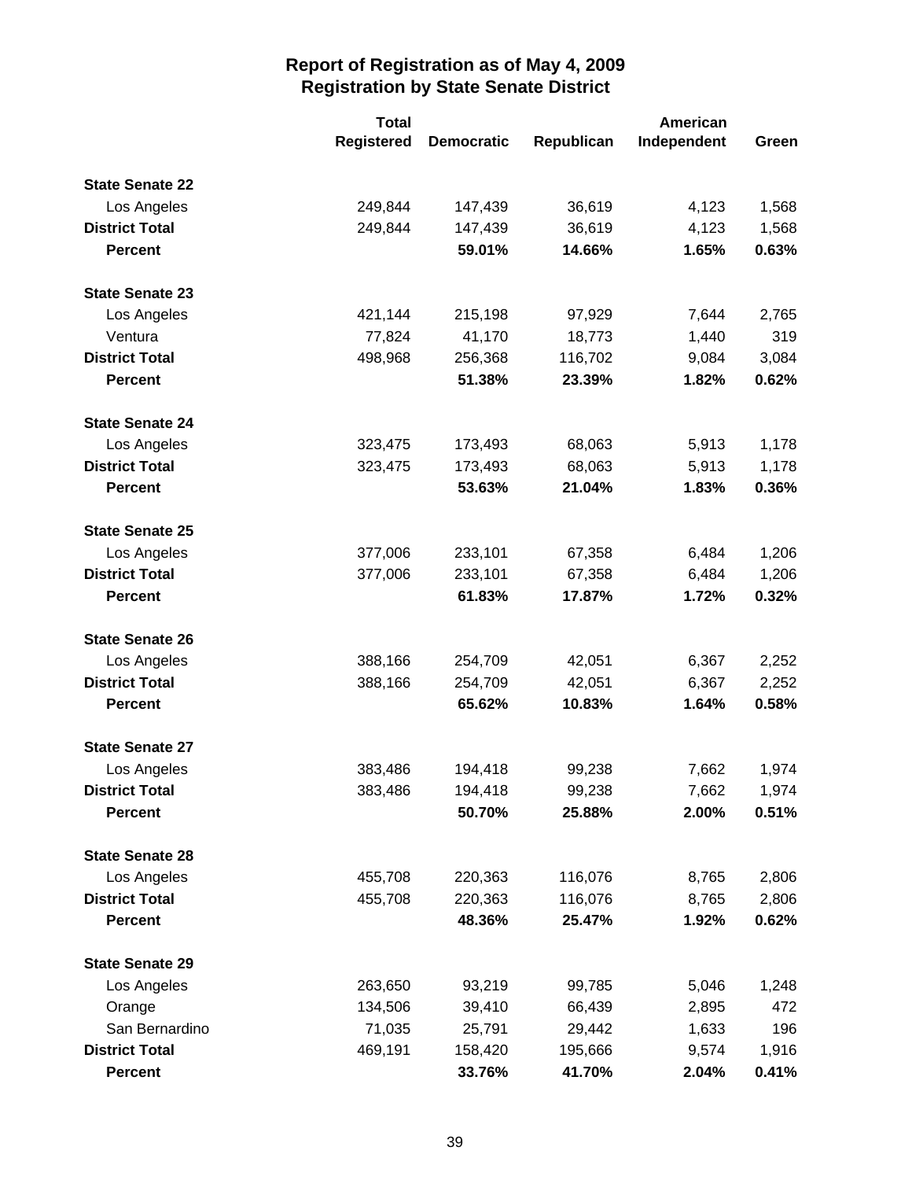# Report of Registration as of May 4, 2009
## Registration by State Senate District

| | Total Registered | Democratic | Republican | American Independent | Green |
|---|---|---|---|---|---|
| **State Senate 22** | | | | | |
| Los Angeles | 249,844 | 147,439 | 36,619 | 4,123 | 1,568 |
| **District Total** | 249,844 | 147,439 | 36,619 | 4,123 | 1,568 |
| **Percent** | | **59.01%** | **14.66%** | **1.65%** | **0.63%** |
| **State Senate 23** | | | | | |
| Los Angeles | 421,144 | 215,198 | 97,929 | 7,644 | 2,765 |
| Ventura | 77,824 | 41,170 | 18,773 | 1,440 | 319 |
| **District Total** | 498,968 | 256,368 | 116,702 | 9,084 | 3,084 |
| **Percent** | | **51.38%** | **23.39%** | **1.82%** | **0.62%** |
| **State Senate 24** | | | | | |
| Los Angeles | 323,475 | 173,493 | 68,063 | 5,913 | 1,178 |
| **District Total** | 323,475 | 173,493 | 68,063 | 5,913 | 1,178 |
| **Percent** | | **53.63%** | **21.04%** | **1.83%** | **0.36%** |
| **State Senate 25** | | | | | |
| Los Angeles | 377,006 | 233,101 | 67,358 | 6,484 | 1,206 |
| **District Total** | 377,006 | 233,101 | 67,358 | 6,484 | 1,206 |
| **Percent** | | **61.83%** | **17.87%** | **1.72%** | **0.32%** |
| **State Senate 26** | | | | | |
| Los Angeles | 388,166 | 254,709 | 42,051 | 6,367 | 2,252 |
| **District Total** | 388,166 | 254,709 | 42,051 | 6,367 | 2,252 |
| **Percent** | | **65.62%** | **10.83%** | **1.64%** | **0.58%** |
| **State Senate 27** | | | | | |
| Los Angeles | 383,486 | 194,418 | 99,238 | 7,662 | 1,974 |
| **District Total** | 383,486 | 194,418 | 99,238 | 7,662 | 1,974 |
| **Percent** | | **50.70%** | **25.88%** | **2.00%** | **0.51%** |
| **State Senate 28** | | | | | |
| Los Angeles | 455,708 | 220,363 | 116,076 | 8,765 | 2,806 |
| **District Total** | 455,708 | 220,363 | 116,076 | 8,765 | 2,806 |
| **Percent** | | **48.36%** | **25.47%** | **1.92%** | **0.62%** |
| **State Senate 29** | | | | | |
| Los Angeles | 263,650 | 93,219 | 99,785 | 5,046 | 1,248 |
| Orange | 134,506 | 39,410 | 66,439 | 2,895 | 472 |
| San Bernardino | 71,035 | 25,791 | 29,442 | 1,633 | 196 |
| **District Total** | 469,191 | 158,420 | 195,666 | 9,574 | 1,916 |
| **Percent** | | **33.76%** | **41.70%** | **2.04%** | **0.41%** |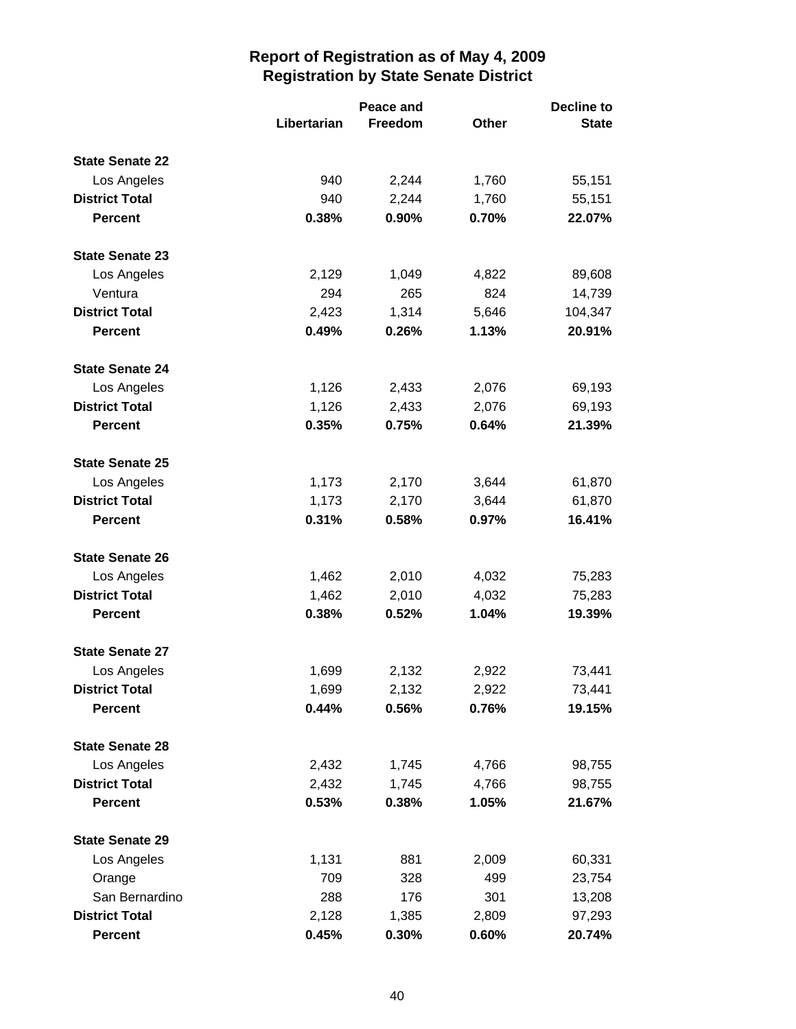# Report of Registration as of May 4, 2009
## Registration by State Senate District

| | Libertarian | Peace and Freedom | Other | Decline to State |
|---|---|---|---|---|
| **State Senate 22** | | | | |
| Los Angeles | 940 | 2,244 | 1,760 | 55,151 |
| **District Total** | 940 | 2,244 | 1,760 | 55,151 |
| **Percent** | **0.38%** | **0.90%** | **0.70%** | **22.07%** |
| **State Senate 23** | | | | |
| Los Angeles | 2,129 | 1,049 | 4,822 | 89,608 |
| Ventura | 294 | 265 | 824 | 14,739 |
| **District Total** | 2,423 | 1,314 | 5,646 | 104,347 |
| **Percent** | **0.49%** | **0.26%** | **1.13%** | **20.91%** |
| **State Senate 24** | | | | |
| Los Angeles | 1,126 | 2,433 | 2,076 | 69,193 |
| **District Total** | 1,126 | 2,433 | 2,076 | 69,193 |
| **Percent** | **0.35%** | **0.75%** | **0.64%** | **21.39%** |
| **State Senate 25** | | | | |
| Los Angeles | 1,173 | 2,170 | 3,644 | 61,870 |
| **District Total** | 1,173 | 2,170 | 3,644 | 61,870 |
| **Percent** | **0.31%** | **0.58%** | **0.97%** | **16.41%** |
| **State Senate 26** | | | | |
| Los Angeles | 1,462 | 2,010 | 4,032 | 75,283 |
| **District Total** | 1,462 | 2,010 | 4,032 | 75,283 |
| **Percent** | **0.38%** | **0.52%** | **1.04%** | **19.39%** |
| **State Senate 27** | | | | |
| Los Angeles | 1,699 | 2,132 | 2,922 | 73,441 |
| **District Total** | 1,699 | 2,132 | 2,922 | 73,441 |
| **Percent** | **0.44%** | **0.56%** | **0.76%** | **19.15%** |
| **State Senate 28** | | | | |
| Los Angeles | 2,432 | 1,745 | 4,766 | 98,755 |
| **District Total** | 2,432 | 1,745 | 4,766 | 98,755 |
| **Percent** | **0.53%** | **0.38%** | **1.05%** | **21.67%** |
| **State Senate 29** | | | | |
| Los Angeles | 1,131 | 881 | 2,009 | 60,331 |
| Orange | 709 | 328 | 499 | 23,754 |
| San Bernardino | 288 | 176 | 301 | 13,208 |
| **District Total** | 2,128 | 1,385 | 2,809 | 97,293 |
| **Percent** | **0.45%** | **0.30%** | **0.60%** | **20.74%** |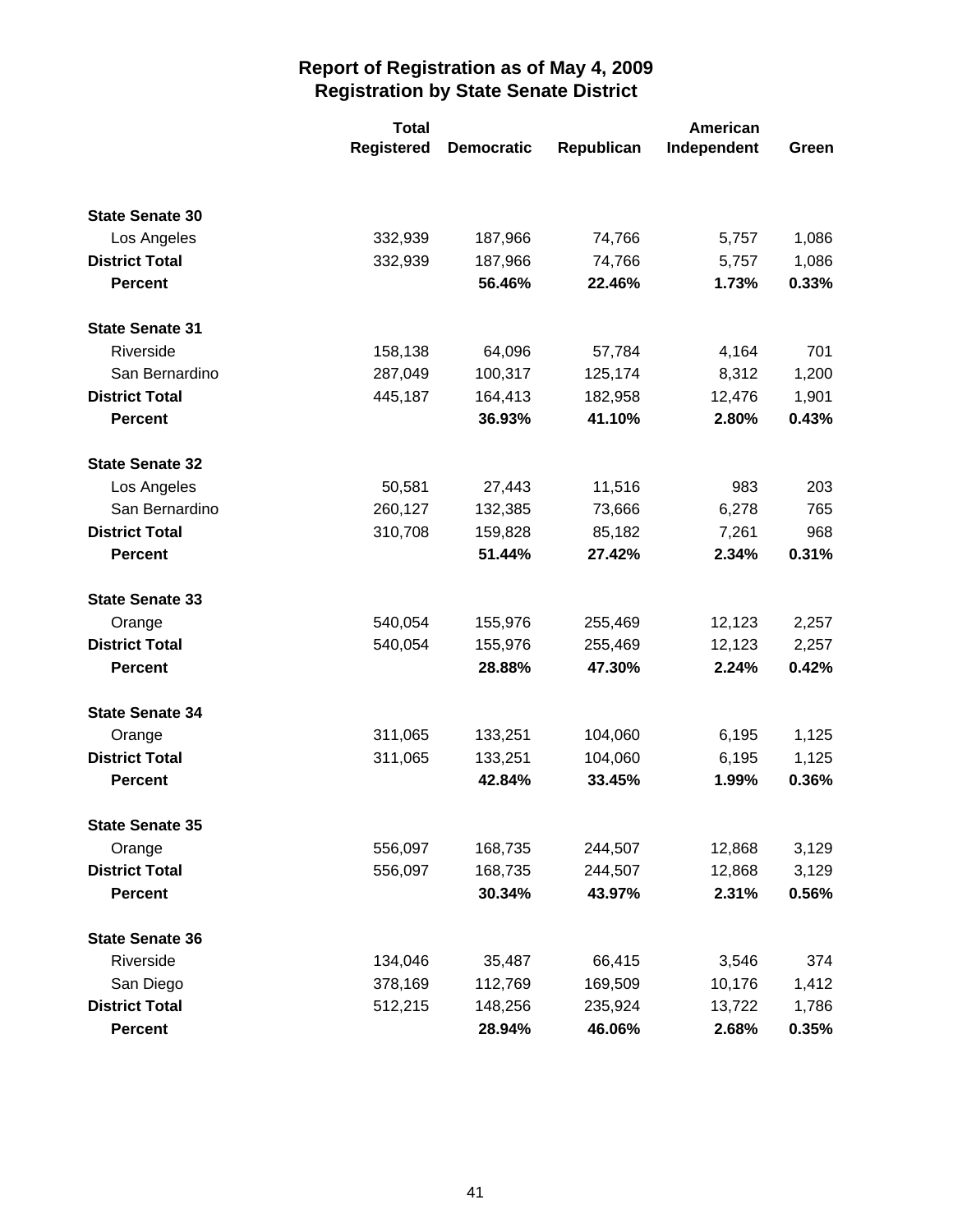# Report of Registration as of May 4, 2009
## Registration by State Senate District

| | Total Registered | Democratic | Republican | American Independent | Green |
|---|---|---|---|---|---|
| **State Senate 30** | | | | | |
| Los Angeles | 332,939 | 187,966 | 74,766 | 5,757 | 1,086 |
| **District Total** | 332,939 | 187,966 | 74,766 | 5,757 | 1,086 |
| **Percent** | | **56.46%** | **22.46%** | **1.73%** | **0.33%** |
| **State Senate 31** | | | | | |
| Riverside | 158,138 | 64,096 | 57,784 | 4,164 | 701 |
| San Bernardino | 287,049 | 100,317 | 125,174 | 8,312 | 1,200 |
| **District Total** | 445,187 | 164,413 | 182,958 | 12,476 | 1,901 |
| **Percent** | | **36.93%** | **41.10%** | **2.80%** | **0.43%** |
| **State Senate 32** | | | | | |
| Los Angeles | 50,581 | 27,443 | 11,516 | 983 | 203 |
| San Bernardino | 260,127 | 132,385 | 73,666 | 6,278 | 765 |
| **District Total** | 310,708 | 159,828 | 85,182 | 7,261 | 968 |
| **Percent** | | **51.44%** | **27.42%** | **2.34%** | **0.31%** |
| **State Senate 33** | | | | | |
| Orange | 540,054 | 155,976 | 255,469 | 12,123 | 2,257 |
| **District Total** | 540,054 | 155,976 | 255,469 | 12,123 | 2,257 |
| **Percent** | | **28.88%** | **47.30%** | **2.24%** | **0.42%** |
| **State Senate 34** | | | | | |
| Orange | 311,065 | 133,251 | 104,060 | 6,195 | 1,125 |
| **District Total** | 311,065 | 133,251 | 104,060 | 6,195 | 1,125 |
| **Percent** | | **42.84%** | **33.45%** | **1.99%** | **0.36%** |
| **State Senate 35** | | | | | |
| Orange | 556,097 | 168,735 | 244,507 | 12,868 | 3,129 |
| **District Total** | 556,097 | 168,735 | 244,507 | 12,868 | 3,129 |
| **Percent** | | **30.34%** | **43.97%** | **2.31%** | **0.56%** |
| **State Senate 36** | | | | | |
| Riverside | 134,046 | 35,487 | 66,415 | 3,546 | 374 |
| San Diego | 378,169 | 112,769 | 169,509 | 10,176 | 1,412 |
| **District Total** | 512,215 | 148,256 | 235,924 | 13,722 | 1,786 |
| **Percent** | | **28.94%** | **46.06%** | **2.68%** | **0.35%** |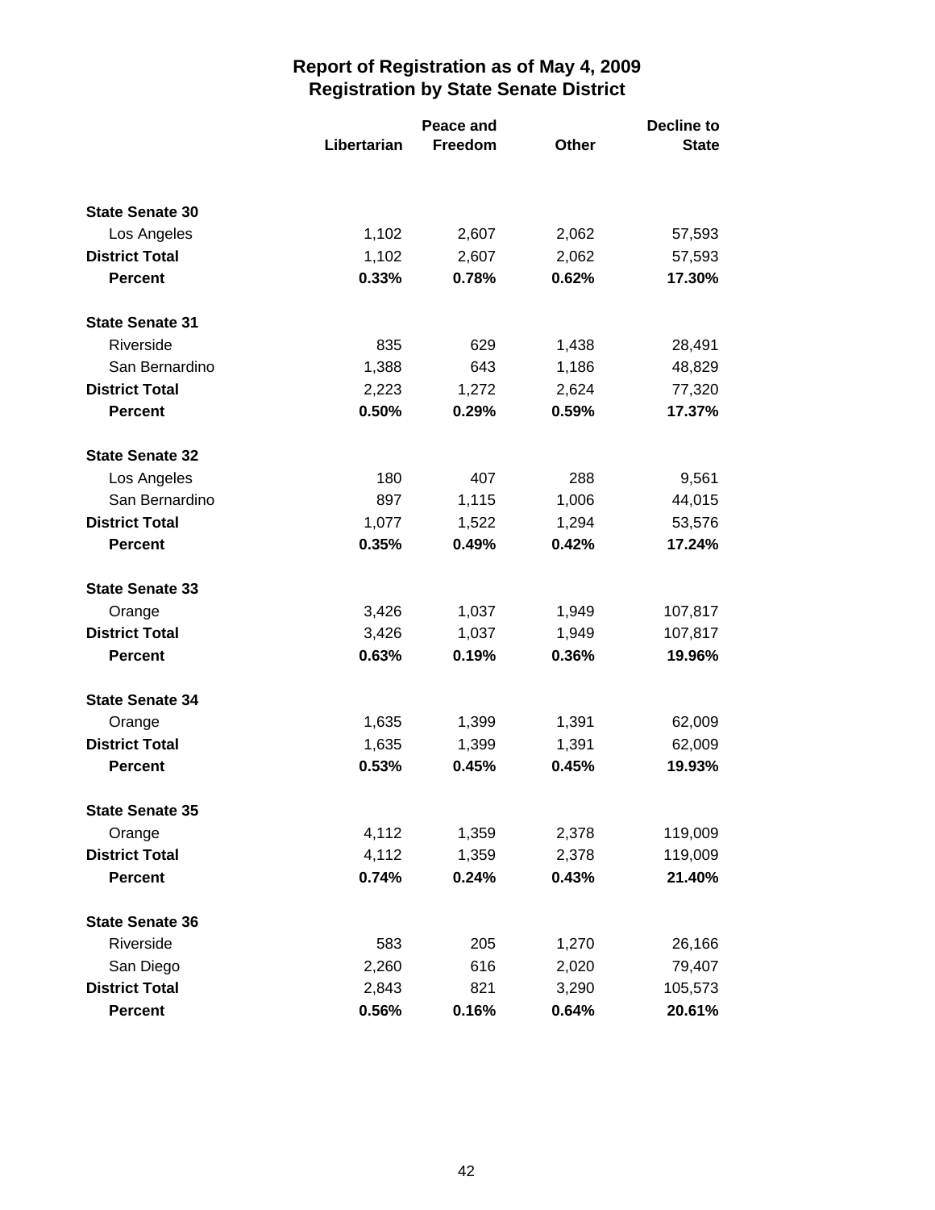# Report of Registration as of May 4, 2009
## Registration by State Senate District

| | Libertarian | Peace and Freedom | Other | Decline to State |
|---|---|---|---|---|
| **State Senate 30** | | | | |
| Los Angeles | 1,102 | 2,607 | 2,062 | 57,593 |
| **District Total** | 1,102 | 2,607 | 2,062 | 57,593 |
| **Percent** | **0.33%** | **0.78%** | **0.62%** | **17.30%** |
| **State Senate 31** | | | | |
| Riverside | 835 | 629 | 1,438 | 28,491 |
| San Bernardino | 1,388 | 643 | 1,186 | 48,829 |
| **District Total** | 2,223 | 1,272 | 2,624 | 77,320 |
| **Percent** | **0.50%** | **0.29%** | **0.59%** | **17.37%** |
| **State Senate 32** | | | | |
| Los Angeles | 180 | 407 | 288 | 9,561 |
| San Bernardino | 897 | 1,115 | 1,006 | 44,015 |
| **District Total** | 1,077 | 1,522 | 1,294 | 53,576 |
| **Percent** | **0.35%** | **0.49%** | **0.42%** | **17.24%** |
| **State Senate 33** | | | | |
| Orange | 3,426 | 1,037 | 1,949 | 107,817 |
| **District Total** | 3,426 | 1,037 | 1,949 | 107,817 |
| **Percent** | **0.63%** | **0.19%** | **0.36%** | **19.96%** |
| **State Senate 34** | | | | |
| Orange | 1,635 | 1,399 | 1,391 | 62,009 |
| **District Total** | 1,635 | 1,399 | 1,391 | 62,009 |
| **Percent** | **0.53%** | **0.45%** | **0.45%** | **19.93%** |
| **State Senate 35** | | | | |
| Orange | 4,112 | 1,359 | 2,378 | 119,009 |
| **District Total** | 4,112 | 1,359 | 2,378 | 119,009 |
| **Percent** | **0.74%** | **0.24%** | **0.43%** | **21.40%** |
| **State Senate 36** | | | | |
| Riverside | 583 | 205 | 1,270 | 26,166 |
| San Diego | 2,260 | 616 | 2,020 | 79,407 |
| **District Total** | 2,843 | 821 | 3,290 | 105,573 |
| **Percent** | **0.56%** | **0.16%** | **0.64%** | **20.61%** |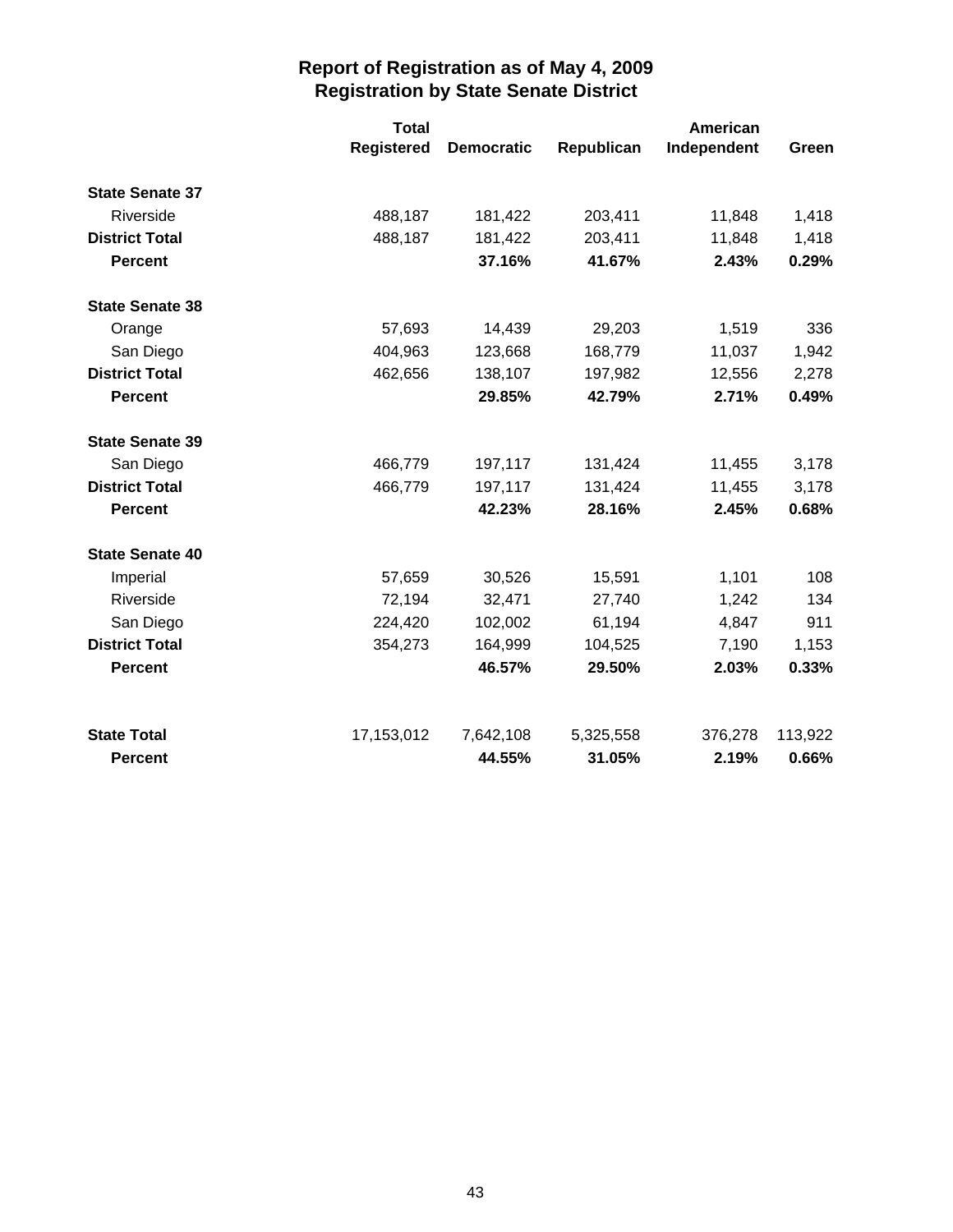# Report of Registration as of May 4, 2009
## Registration by State Senate District

| | Total Registered | Democratic | Republican | American Independent | Green |
|---|---|---|---|---|---|
| **State Senate 37** | | | | | |
| Riverside | 488,187 | 181,422 | 203,411 | 11,848 | 1,418 |
| **District Total** | 488,187 | 181,422 | 203,411 | 11,848 | 1,418 |
| **Percent** | | **37.16%** | **41.67%** | **2.43%** | **0.29%** |
| **State Senate 38** | | | | | |
| Orange | 57,693 | 14,439 | 29,203 | 1,519 | 336 |
| San Diego | 404,963 | 123,668 | 168,779 | 11,037 | 1,942 |
| **District Total** | 462,656 | 138,107 | 197,982 | 12,556 | 2,278 |
| **Percent** | | **29.85%** | **42.79%** | **2.71%** | **0.49%** |
| **State Senate 39** | | | | | |
| San Diego | 466,779 | 197,117 | 131,424 | 11,455 | 3,178 |
| **District Total** | 466,779 | 197,117 | 131,424 | 11,455 | 3,178 |
| **Percent** | | **42.23%** | **28.16%** | **2.45%** | **0.68%** |
| **State Senate 40** | | | | | |
| Imperial | 57,659 | 30,526 | 15,591 | 1,101 | 108 |
| Riverside | 72,194 | 32,471 | 27,740 | 1,242 | 134 |
| San Diego | 224,420 | 102,002 | 61,194 | 4,847 | 911 |
| **District Total** | 354,273 | 164,999 | 104,525 | 7,190 | 1,153 |
| **Percent** | | **46.57%** | **29.50%** | **2.03%** | **0.33%** |
| **State Total** | 17,153,012 | 7,642,108 | 5,325,558 | 376,278 | 113,922 |
| **Percent** | | **44.55%** | **31.05%** | **2.19%** | **0.66%** |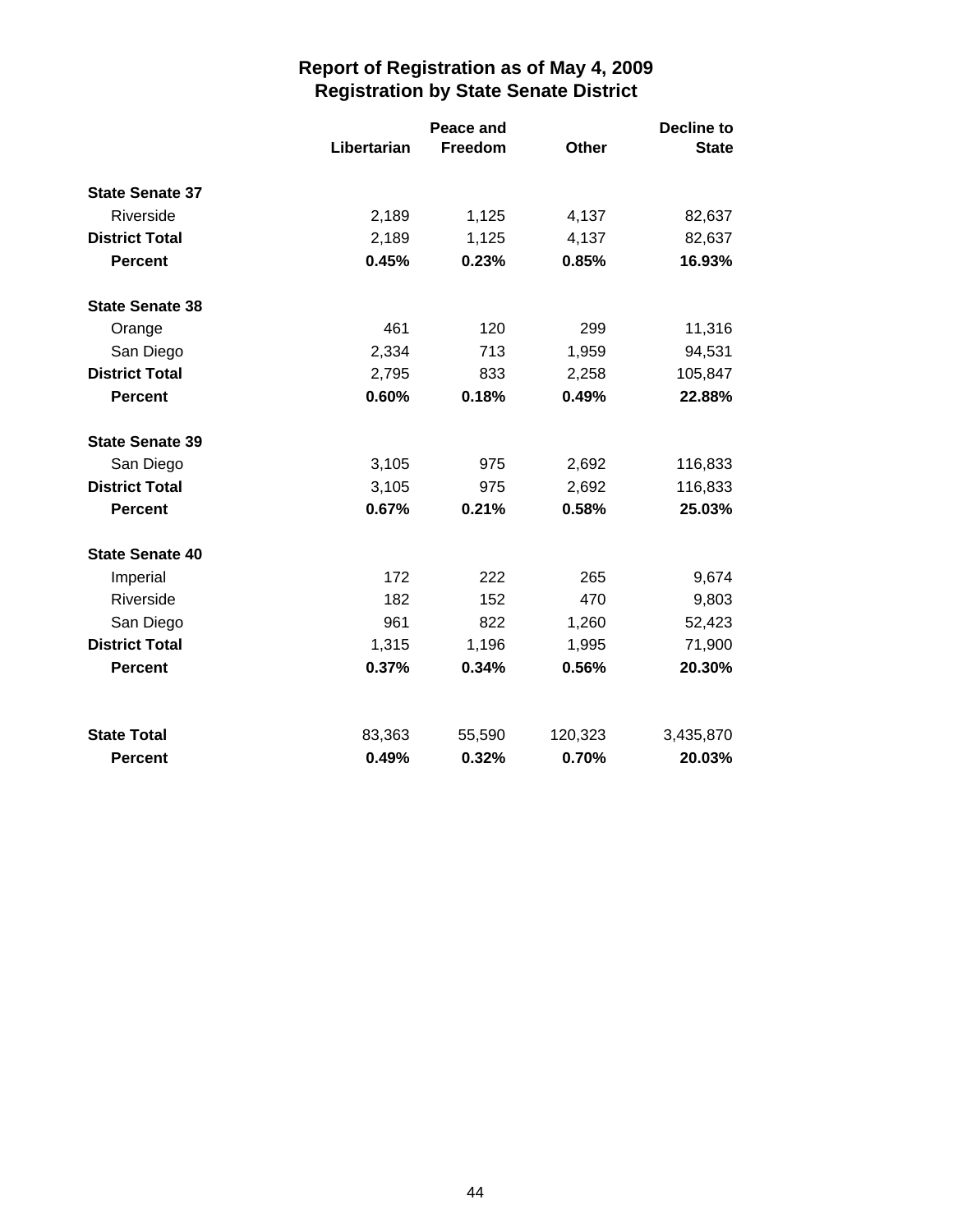# Report of Registration as of May 4, 2009
## Registration by State Senate District

| | Libertarian | Peace and Freedom | Other | Decline to State |
|---|---|---|---|---|
| **State Senate 37** | | | | |
| Riverside | 2,189 | 1,125 | 4,137 | 82,637 |
| **District Total** | 2,189 | 1,125 | 4,137 | 82,637 |
| **Percent** | **0.45%** | **0.23%** | **0.85%** | **16.93%** |
| **State Senate 38** | | | | |
| Orange | 461 | 120 | 299 | 11,316 |
| San Diego | 2,334 | 713 | 1,959 | 94,531 |
| **District Total** | 2,795 | 833 | 2,258 | 105,847 |
| **Percent** | **0.60%** | **0.18%** | **0.49%** | **22.88%** |
| **State Senate 39** | | | | |
| San Diego | 3,105 | 975 | 2,692 | 116,833 |
| **District Total** | 3,105 | 975 | 2,692 | 116,833 |
| **Percent** | **0.67%** | **0.21%** | **0.58%** | **25.03%** |
| **State Senate 40** | | | | |
| Imperial | 172 | 222 | 265 | 9,674 |
| Riverside | 182 | 152 | 470 | 9,803 |
| San Diego | 961 | 822 | 1,260 | 52,423 |
| **District Total** | 1,315 | 1,196 | 1,995 | 71,900 |
| **Percent** | **0.37%** | **0.34%** | **0.56%** | **20.30%** |
| **State Total** | 83,363 | 55,590 | 120,323 | 3,435,870 |
| **Percent** | **0.49%** | **0.32%** | **0.70%** | **20.03%** |